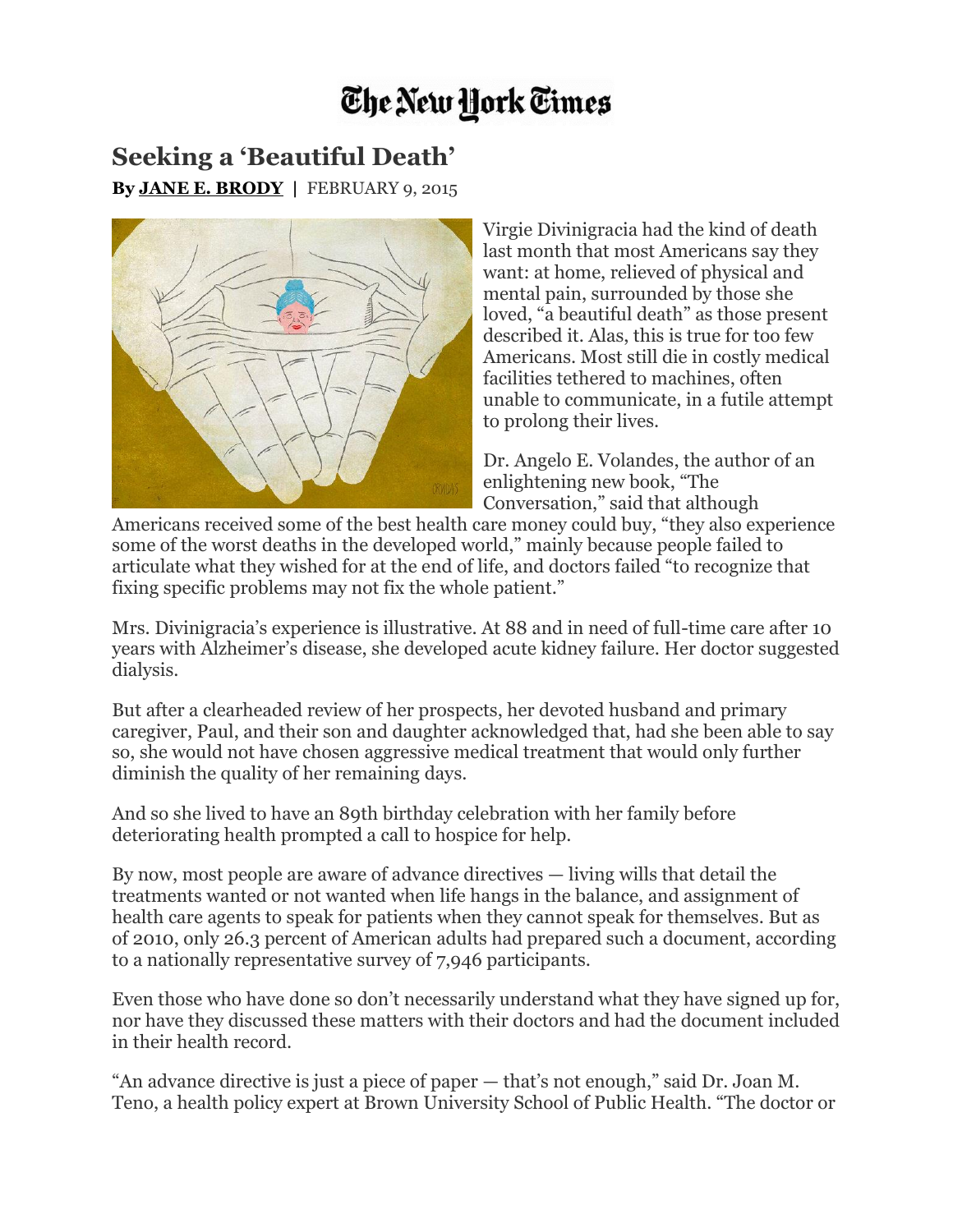# Seeking a 'Beautiful Death'

**By JANE E. BRODY | FEBRUARY 9, 2015**

Virgie Divinigracia had the kind of death last month that most Americans say they want: at home, relieved of physical and mental pain, surrounded by those she loved, "a beautiful death" as those present described it. Alas, this is true for too few Americans. Most still die in costly medical facilities tethered to machines, often unable to communicate, in a futile attempt to prolong their lives.

Dr. Angelo E. Volandes, the author of an enlightening new book, "The Conversation," said that although Americans received some of the best health care money could buy, "they also experience some of the worst deaths in the developed world," mainly because people failed to articulate what they wished for at the end of life, and doctors failed "to recognize that fixing specific problems may not fix the whole patient."

Mrs. Divinigracia's experience is illustrative. At 88 and in need of full-time care after 10 years with Alzheimer's disease, she developed acute kidney failure. Her doctor suggested dialysis.

But after a clearheaded review of her prospects, her devoted husband and primary caregiver, Paul, and their son and daughter acknowledged that, had she been able to say so, she would not have chosen aggressive medical treatment that would only further diminish the quality of her remaining days.

And so she lived to have an 89th birthday celebration with her family before deteriorating health prompted a call to hospice for help.

By now, most people are aware of advance directives — living wills that detail the treatments wanted or not wanted when life hangs in the balance, and assignment of health care agents to speak for patients when they cannot speak for themselves. But as of 2010, only 26.3 percent of American adults had prepared such a document, according to a nationally representative survey of 7,946 participants.

Even those who have done so don't necessarily understand what they have signed up for, nor have they discussed these matters with their doctors and had the document included in their health record.

"An advance directive is just a piece of paper — that's not enough," said Dr. Joan M. Teno, a health policy expert at Brown University School of Public Health. "The doctor or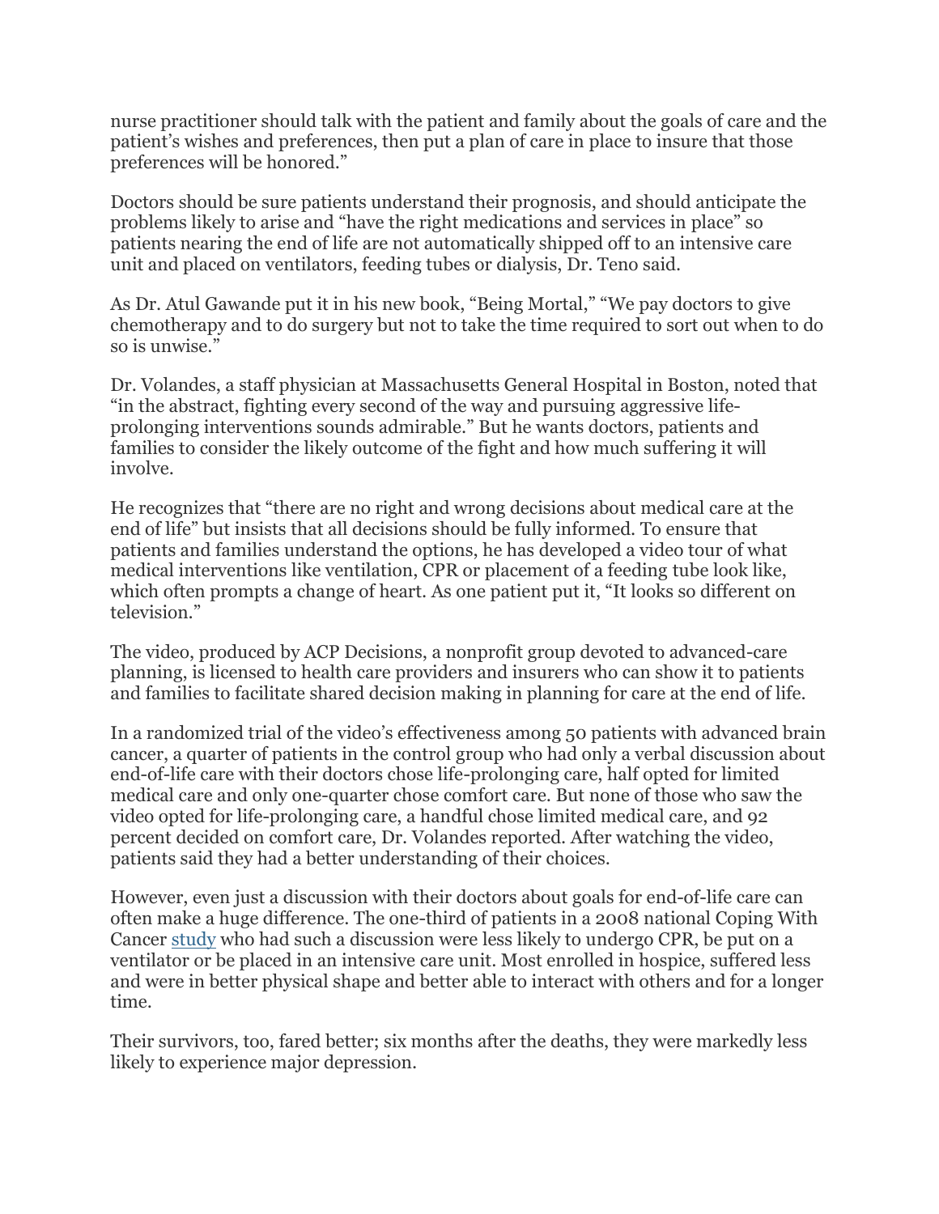nurse practitioner should talk with the patient and family about the goals of care and the patient's wishes and preferences, then put a plan of care in place to insure that those preferences will be honored."

Doctors should be sure patients understand their prognosis, and should anticipate the problems likely to arise and "have the right medications and services in place" so patients nearing the end of life are not automatically shipped off to an intensive care unit and placed on ventilators, feeding tubes or dialysis, Dr. Teno said.

As Dr. Atul Gawande put it in his new book, "Being Mortal," "We pay doctors to give chemotherapy and to do surgery but not to take the time required to sort out when to do so is unwise."

Dr. Volandes, a staff physician at Massachusetts General Hospital in Boston, noted that "in the abstract, fighting every second of the way and pursuing aggressive life-prolonging interventions sounds admirable." But he wants doctors, patients and families to consider the likely outcome of the fight and how much suffering it will involve.

He recognizes that "there are no right and wrong decisions about medical care at the end of life" but insists that all decisions should be fully informed. To ensure that patients and families understand the options, he has developed a video tour of what medical interventions like ventilation, CPR or placement of a feeding tube look like, which often prompts a change of heart. As one patient put it, "It looks so different on television."

The video, produced by ACP Decisions, a nonprofit group devoted to advanced-care planning, is licensed to health care providers and insurers who can show it to patients and families to facilitate shared decision making in planning for care at the end of life.

In a randomized trial of the video's effectiveness among 50 patients with advanced brain cancer, a quarter of patients in the control group who had only a verbal discussion about end-of-life care with their doctors chose life-prolonging care, half opted for limited medical care and only one-quarter chose comfort care. But none of those who saw the video opted for life-prolonging care, a handful chose limited medical care, and 92 percent decided on comfort care, Dr. Volandes reported. After watching the video, patients said they had a better understanding of their choices.

However, even just a discussion with their doctors about goals for end-of-life care can often make a huge difference. The one-third of patients in a 2008 national Coping With Cancer study who had such a discussion were less likely to undergo CPR, be put on a ventilator or be placed in an intensive care unit. Most enrolled in hospice, suffered less and were in better physical shape and better able to interact with others and for a longer time.

Their survivors, too, fared better; six months after the deaths, they were markedly less likely to experience major depression.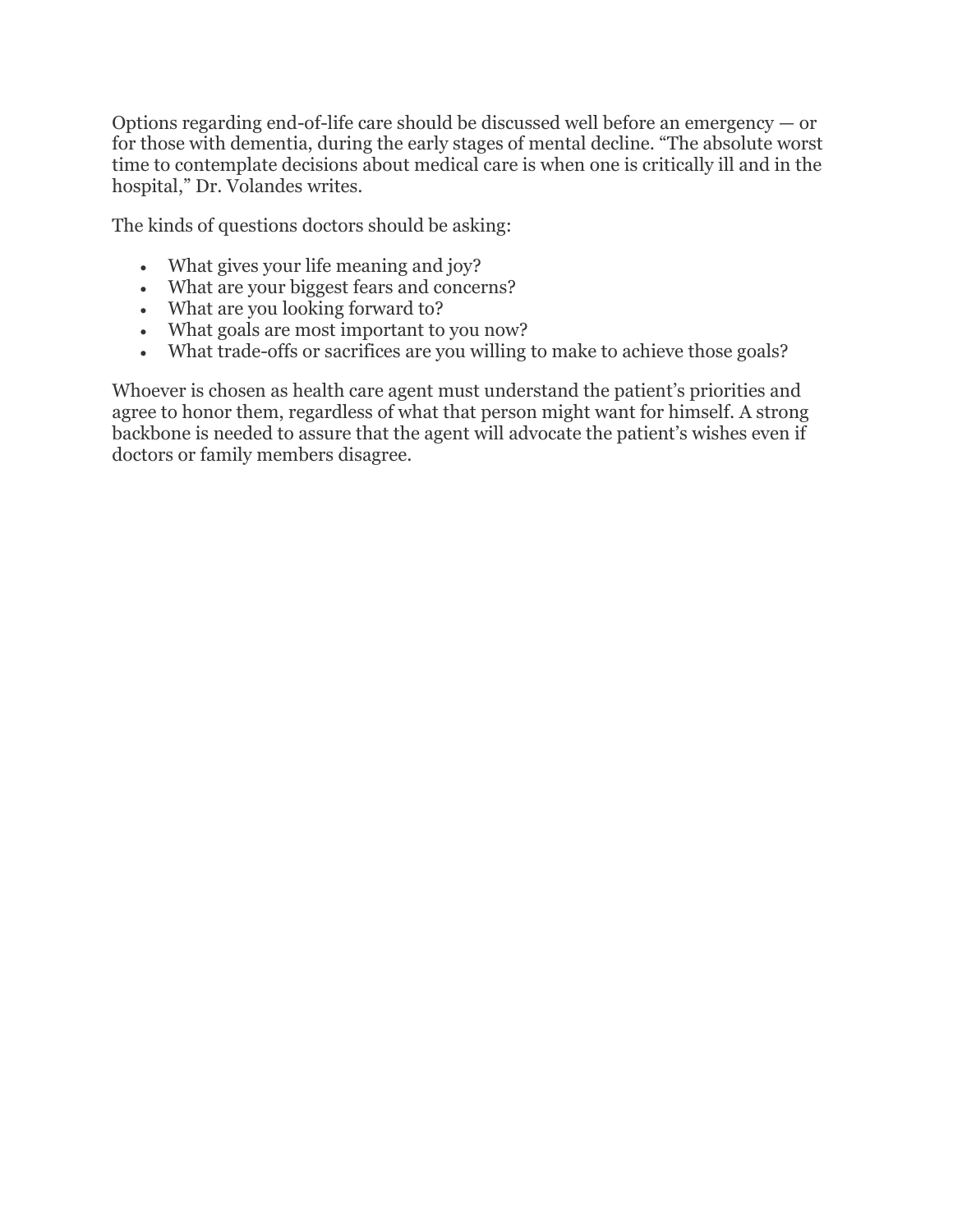Options regarding end-of-life care should be discussed well before an emergency — or for those with dementia, during the early stages of mental decline. “The absolute worst time to contemplate decisions about medical care is when one is critically ill and in the hospital,” Dr. Volandes writes.

The kinds of questions doctors should be asking:

- What gives your life meaning and joy?
- What are your biggest fears and concerns?
- What are you looking forward to?
- What goals are most important to you now?
- What trade-offs or sacrifices are you willing to make to achieve those goals?

Whoever is chosen as health care agent must understand the patient’s priorities and agree to honor them, regardless of what that person might want for himself. A strong backbone is needed to assure that the agent will advocate the patient’s wishes even if doctors or family members disagree.